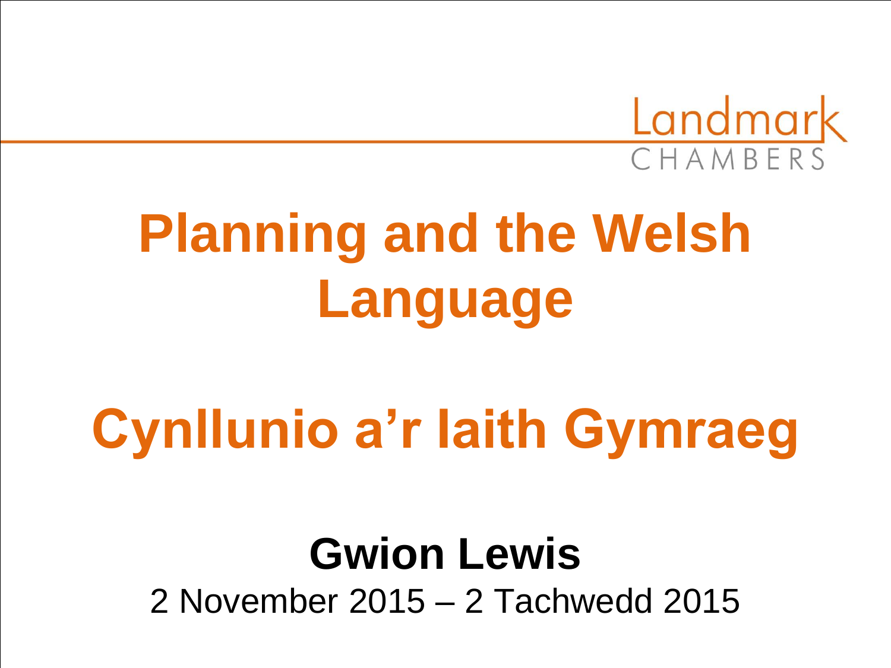Landmark CHAMBERS

# Planning and the Welsh Language

# Cynllunio a'r Iaith Gymraeg

**Gwion Lewis**

2 November 2015 – 2 Tachwedd 2015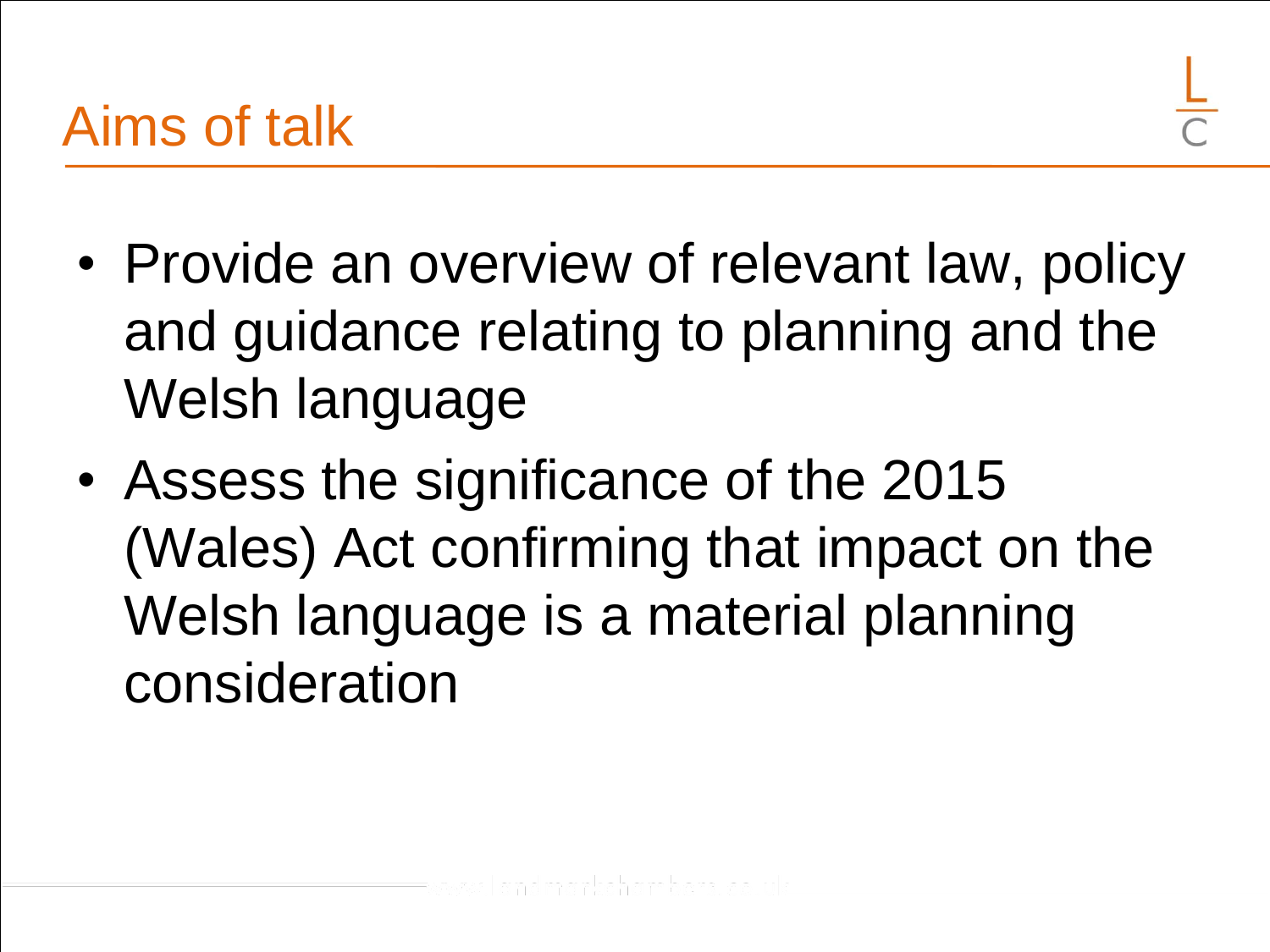## Aims of talk

- Provide an overview of relevant law, policy and guidance relating to planning and the Welsh language
- Assess the significance of the 2015 (Wales) Act confirming that impact on the Welsh language is a material planning consideration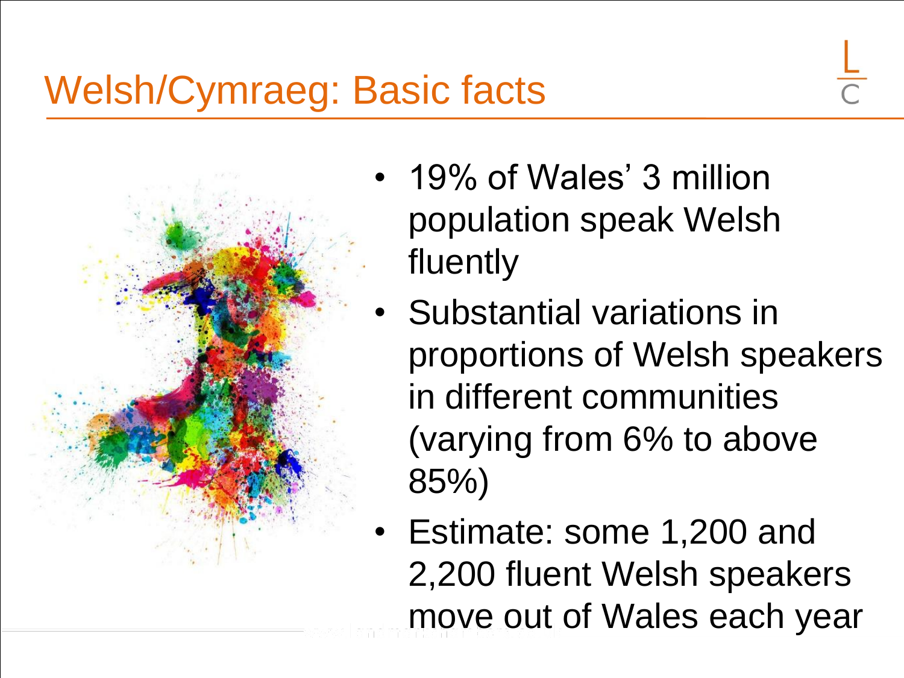# Welsh/Cymraeg: Basic facts

- 19% of Wales' 3 million population speak Welsh fluently
- Substantial variations in proportions of Welsh speakers in different communities (varying from 6% to above 85%)
- Estimate: some 1,200 and 2,200 fluent Welsh speakers move out of Wales each year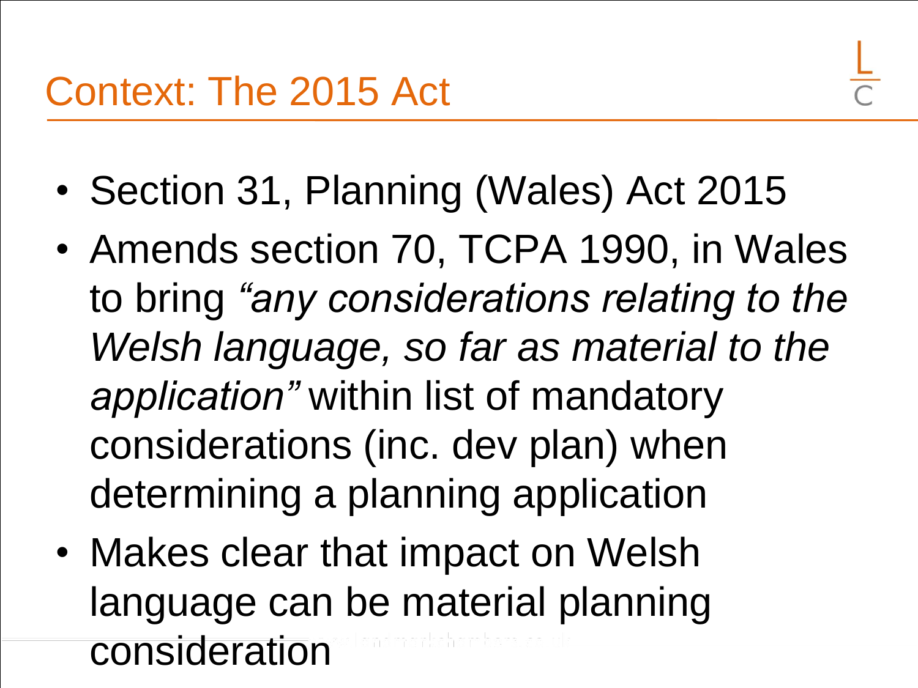## Context: The 2015 Act

- Section 31, Planning (Wales) Act 2015
- Amends section 70, TCPA 1990, in Wales to bring *"any considerations relating to the Welsh language, so far as material to the application"* within list of mandatory considerations (inc. dev plan) when determining a planning application
- Makes clear that impact on Welsh language can be material planning consideration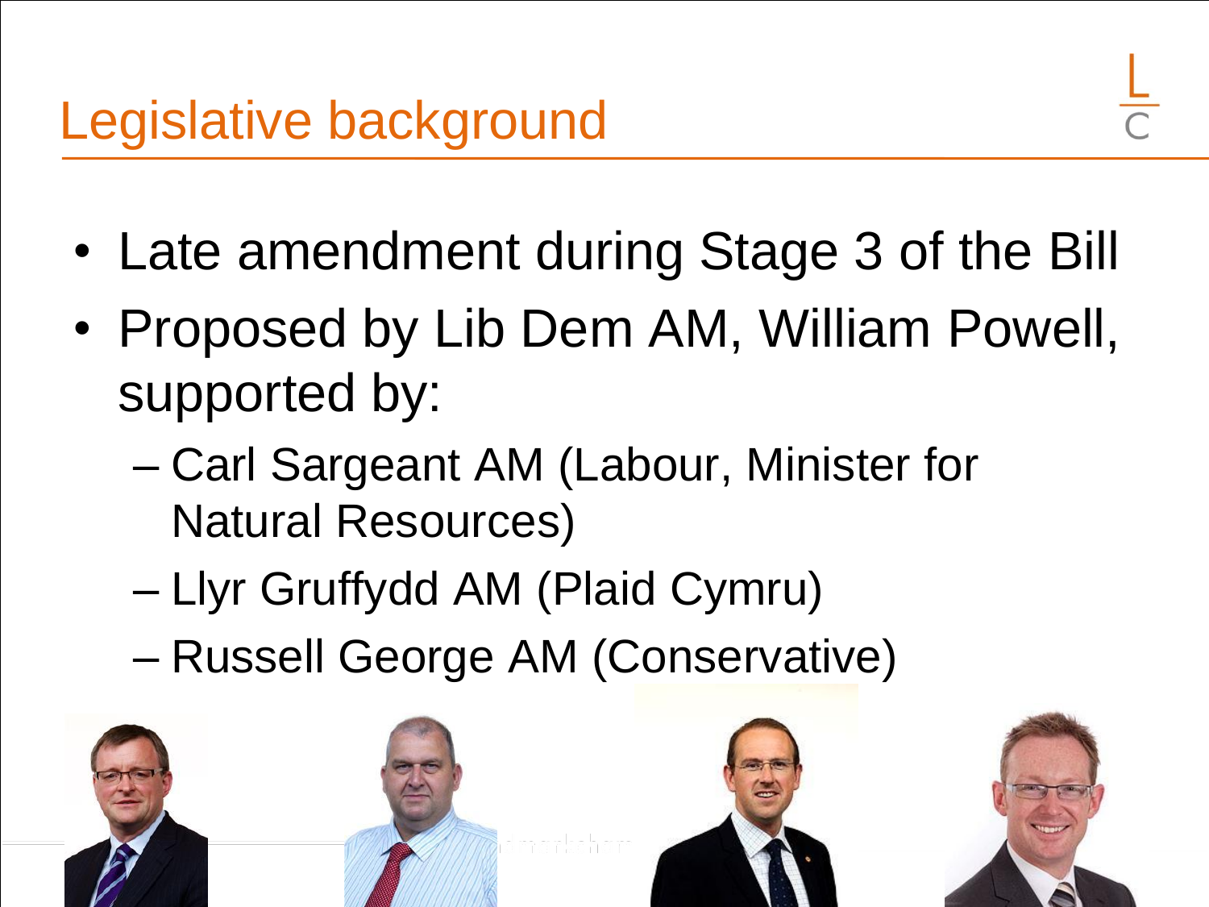# Legislative background

- Late amendment during Stage 3 of the Bill
- Proposed by Lib Dem AM, William Powell, supported by:
  - Carl Sargeant AM (Labour, Minister for Natural Resources)
  - Llyr Gruffydd AM (Plaid Cymru)
  - Russell George AM (Conservative)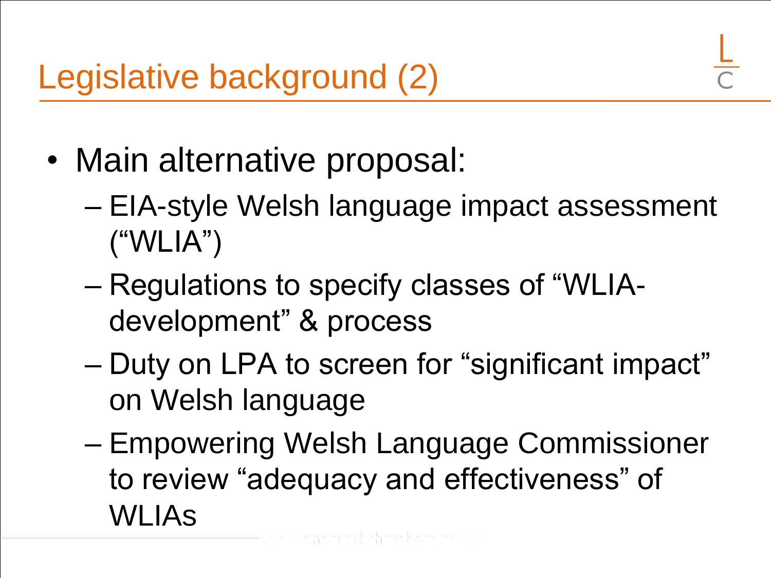# Legislative background (2)

- Main alternative proposal:
  - EIA-style Welsh language impact assessment (“WLIA”)
  - Regulations to specify classes of “WLIA-development” & process
  - Duty on LPA to screen for “significant impact” on Welsh language
  - Empowering Welsh Language Commissioner to review “adequacy and effectiveness” of WLIAs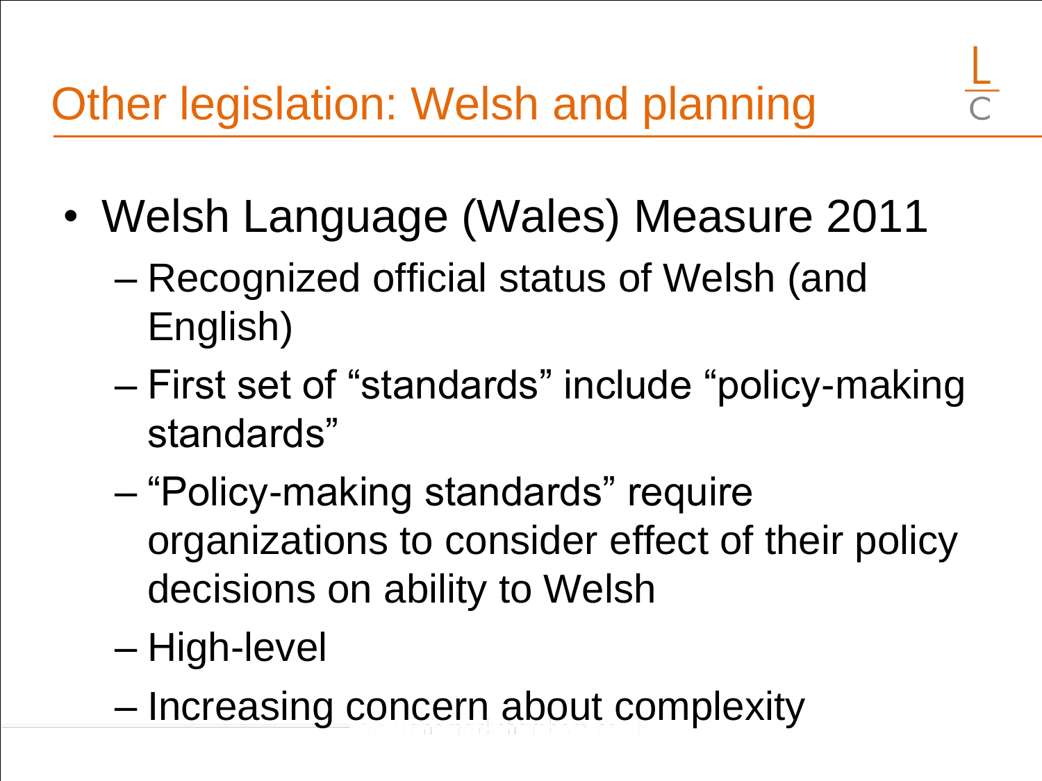# Other legislation: Welsh and planning

- Welsh Language (Wales) Measure 2011
  - Recognized official status of Welsh (and English)
  - First set of "standards" include "policy-making standards"
  - "Policy-making standards" require organizations to consider effect of their policy decisions on ability to Welsh
  - High-level
  - Increasing concern about complexity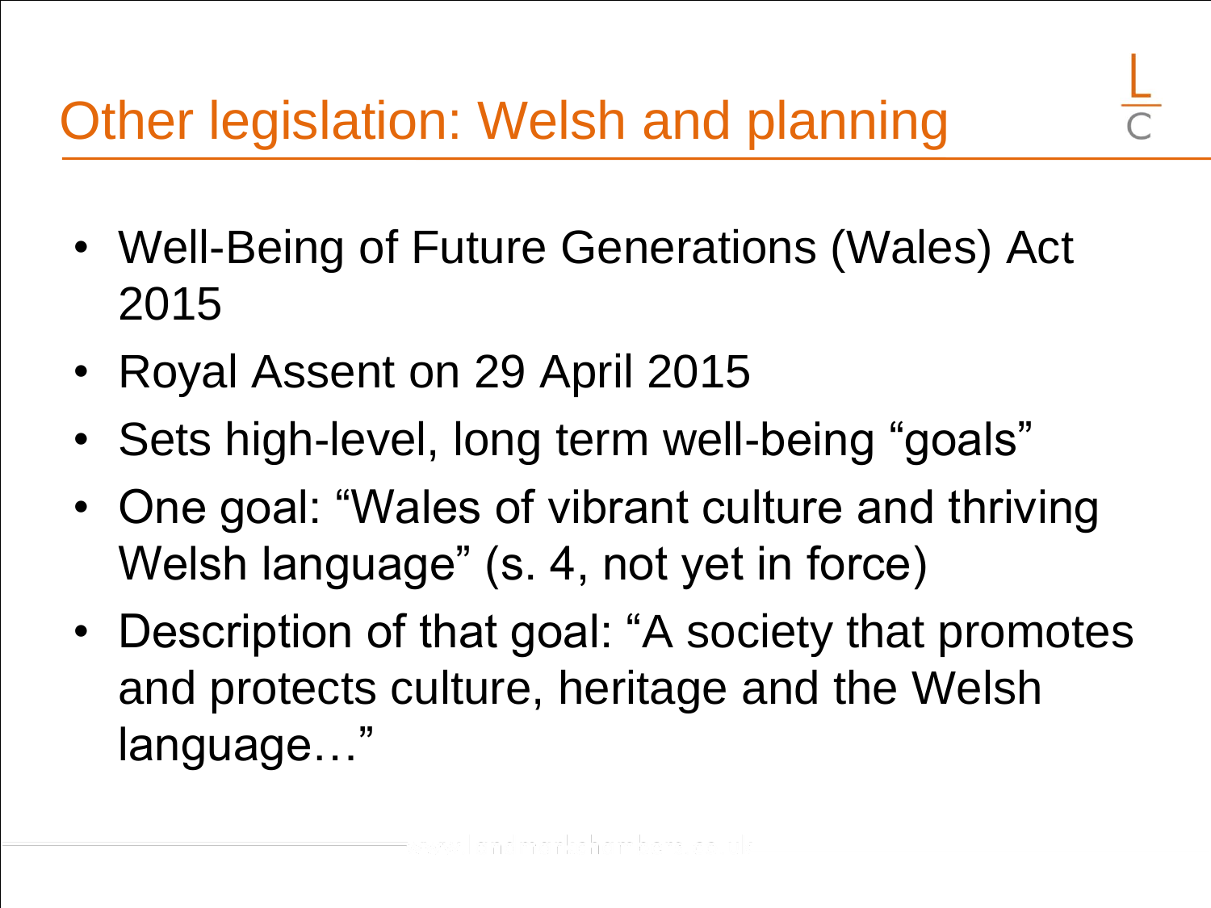# Other legislation: Welsh and planning

- Well-Being of Future Generations (Wales) Act 2015
- Royal Assent on 29 April 2015
- Sets high-level, long term well-being "goals"
- One goal: "Wales of vibrant culture and thriving Welsh language" (s. 4, not yet in force)
- Description of that goal: "A society that promotes and protects culture, heritage and the Welsh language…"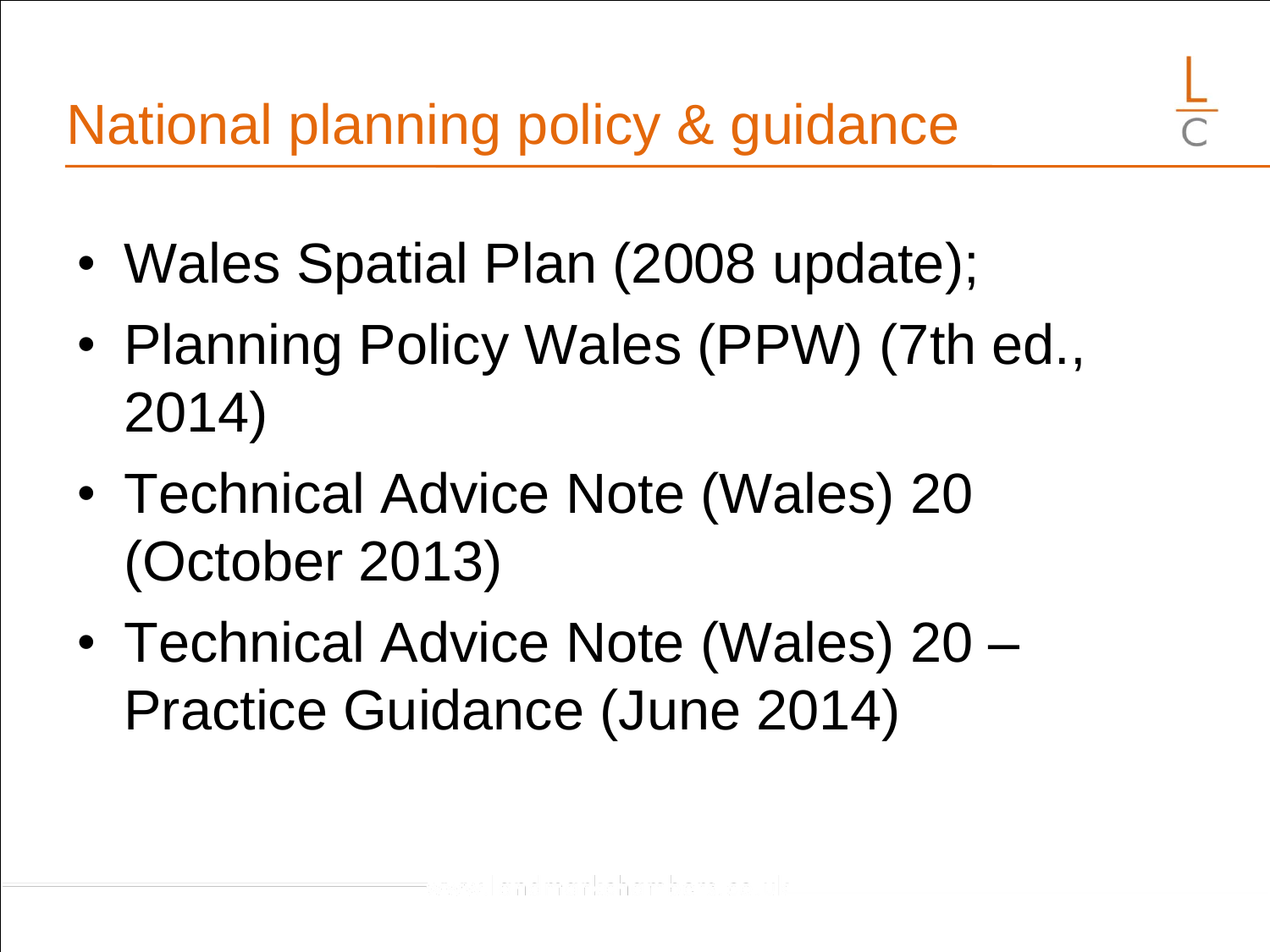# National planning policy & guidance

- Wales Spatial Plan (2008 update);
- Planning Policy Wales (PPW) (7th ed., 2014)
- Technical Advice Note (Wales) 20 (October 2013)
- Technical Advice Note (Wales) 20 – Practice Guidance (June 2014)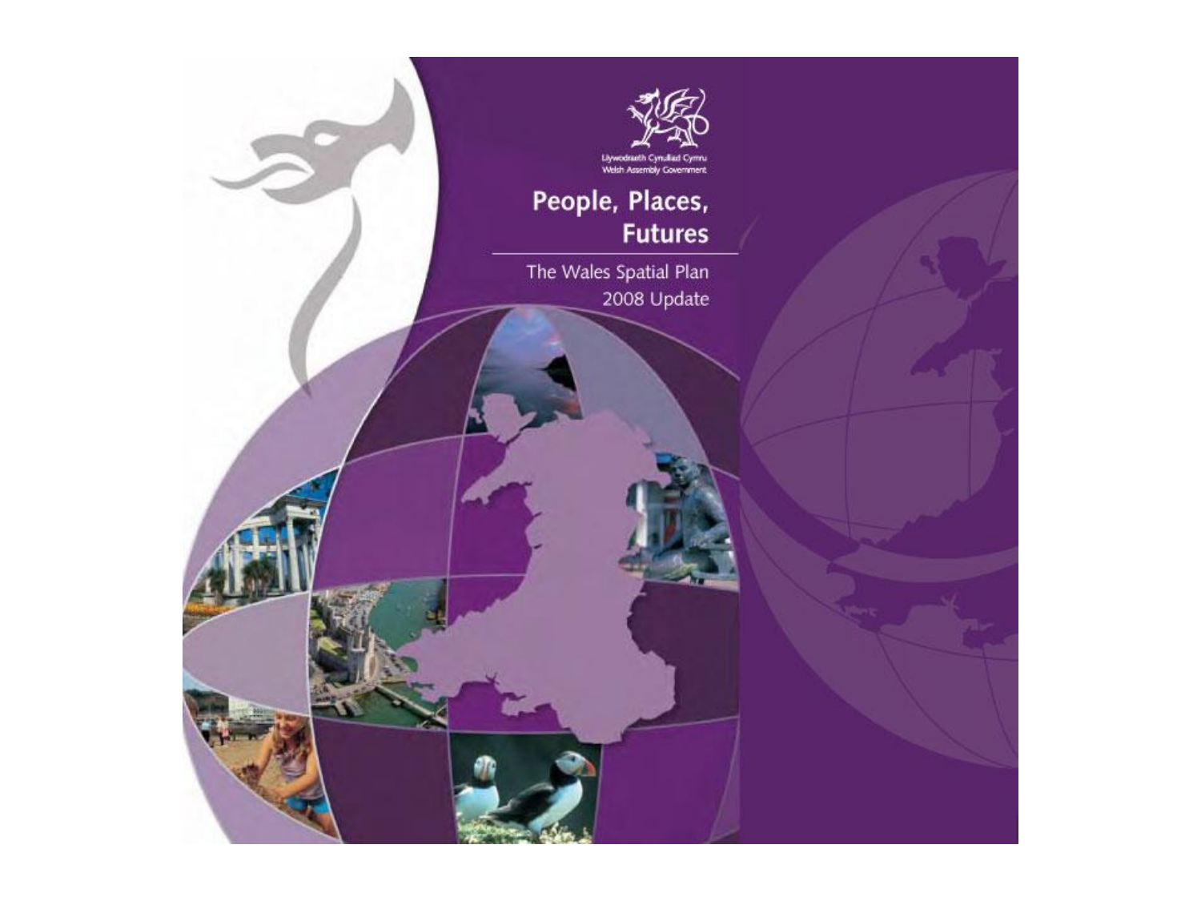Llywodraeth Cynulliad Cymru
Welsh Assembly Government

# People, Places, Futures

The Wales Spatial Plan
2008 Update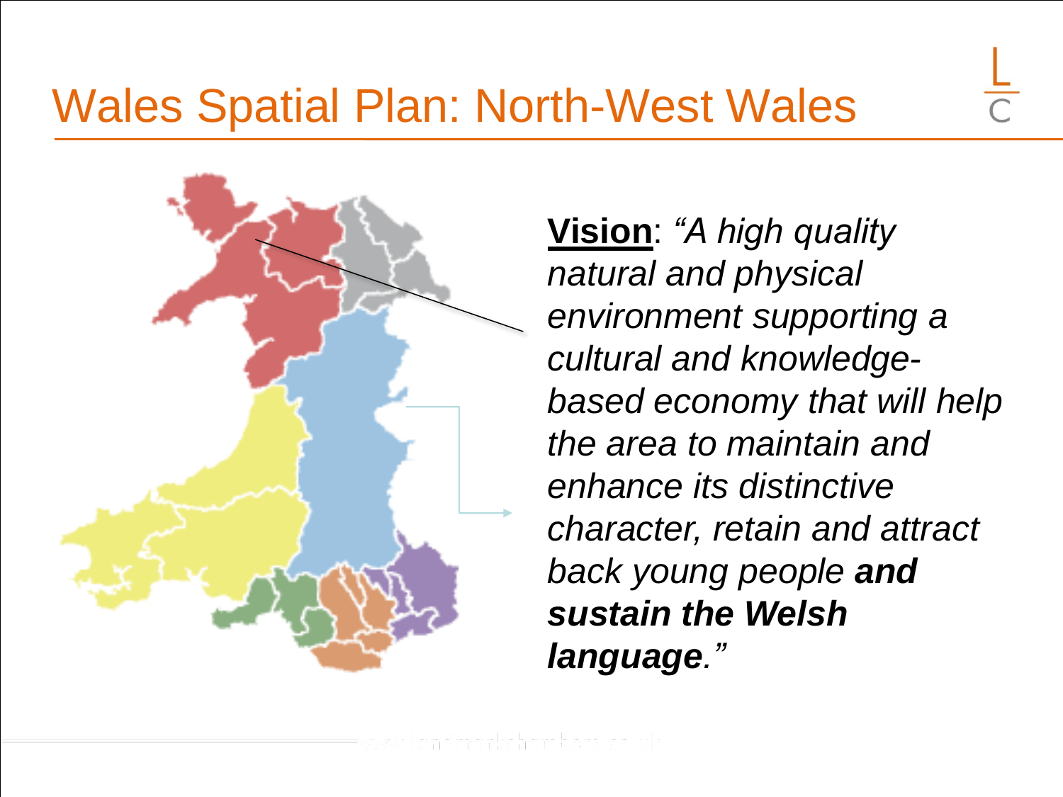# Wales Spatial Plan: North-West Wales

**Vision**: *"A high quality natural and physical environment supporting a cultural and knowledge-based economy that will help the area to maintain and enhance its distinctive character, retain and attract back young people* ***and sustain the Welsh language****."*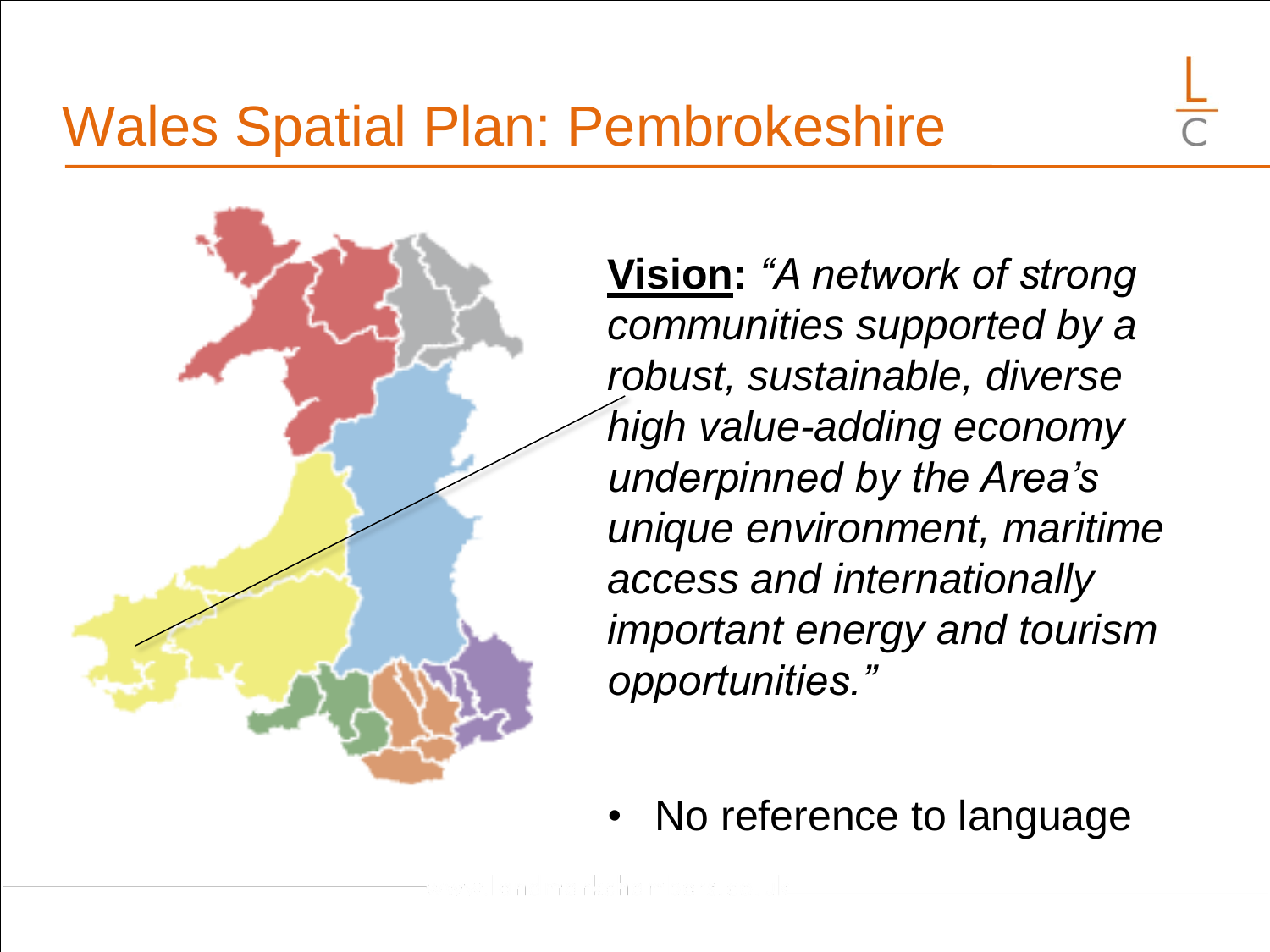# Wales Spatial Plan: Pembrokeshire

**Vision:** *"A network of strong communities supported by a robust, sustainable, diverse high value-adding economy underpinned by the Area's unique environment, maritime access and internationally important energy and tourism opportunities."*

- No reference to language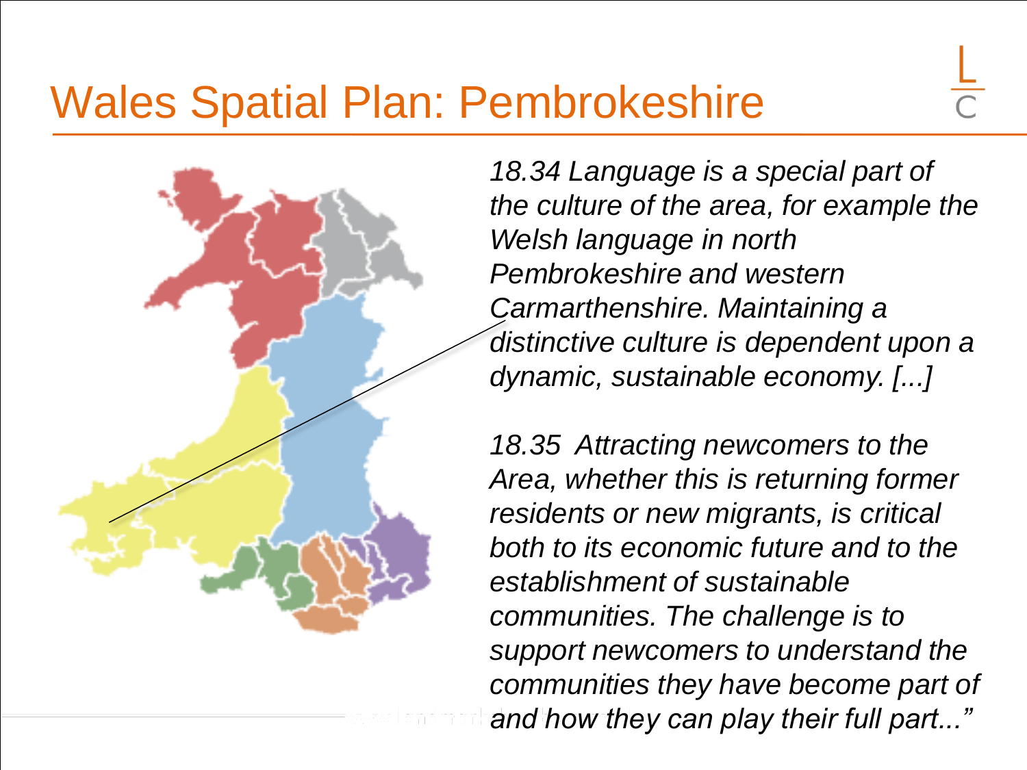# Wales Spatial Plan: Pembrokeshire

*18.34 Language is a special part of the culture of the area, for example the Welsh language in north Pembrokeshire and western Carmarthenshire. Maintaining a distinctive culture is dependent upon a dynamic, sustainable economy. [...]*

*18.35 Attracting newcomers to the Area, whether this is returning former residents or new migrants, is critical both to its economic future and to the establishment of sustainable communities. The challenge is to support newcomers to understand the communities they have become part of and how they can play their full part..."*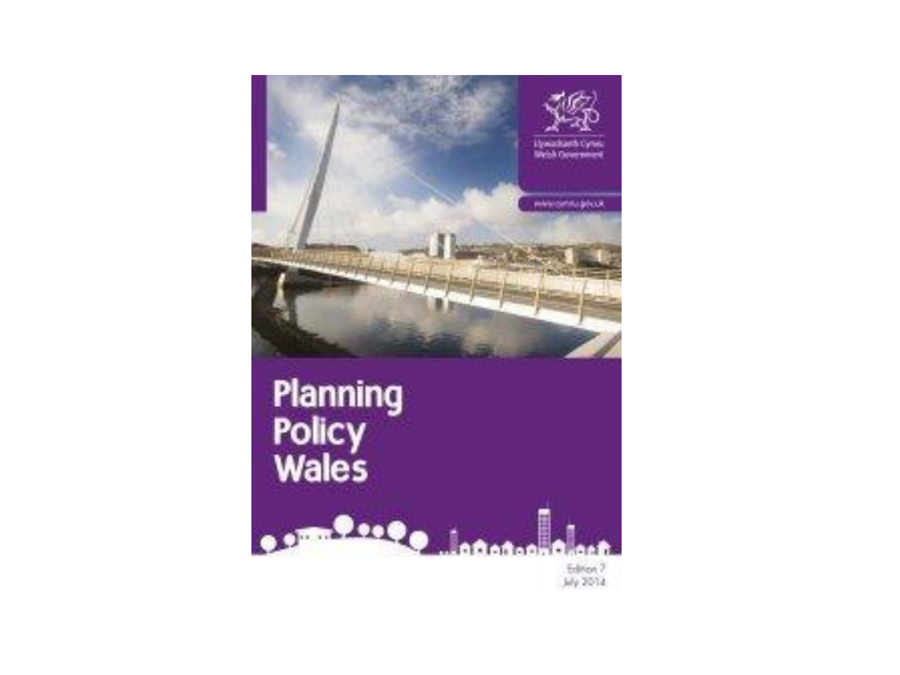Llywodraeth Cymru
Welsh Government

www.cymru.gov.uk

# Planning Policy Wales

Edition 7
July 2014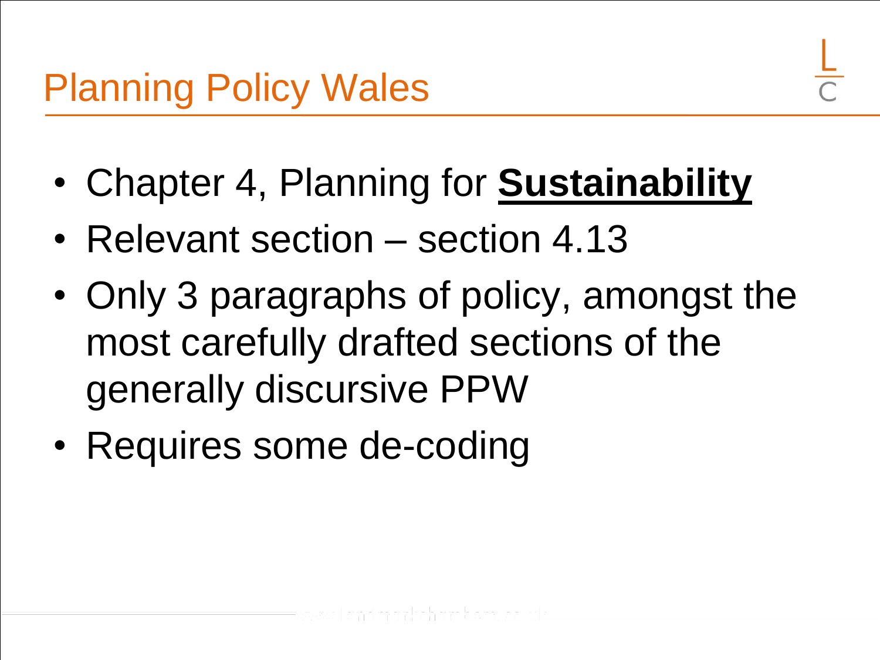# Planning Policy Wales

- Chapter 4, Planning for **Sustainability**
- Relevant section – section 4.13
- Only 3 paragraphs of policy, amongst the most carefully drafted sections of the generally discursive PPW
- Requires some de-coding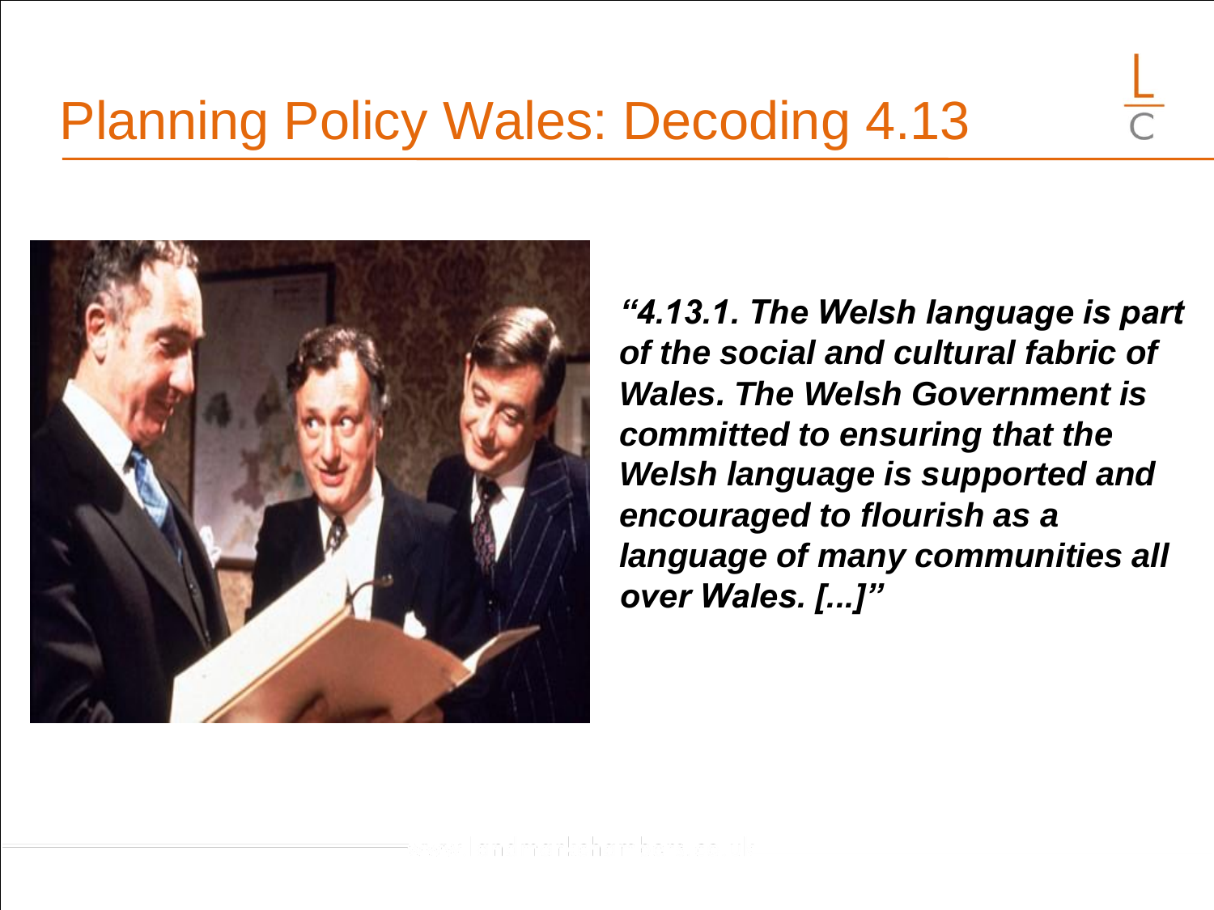# Planning Policy Wales: Decoding 4.13

***"4.13.1. The Welsh language is part of the social and cultural fabric of Wales. The Welsh Government is committed to ensuring that the Welsh language is supported and encouraged to flourish as a language of many communities all over Wales. [...]"***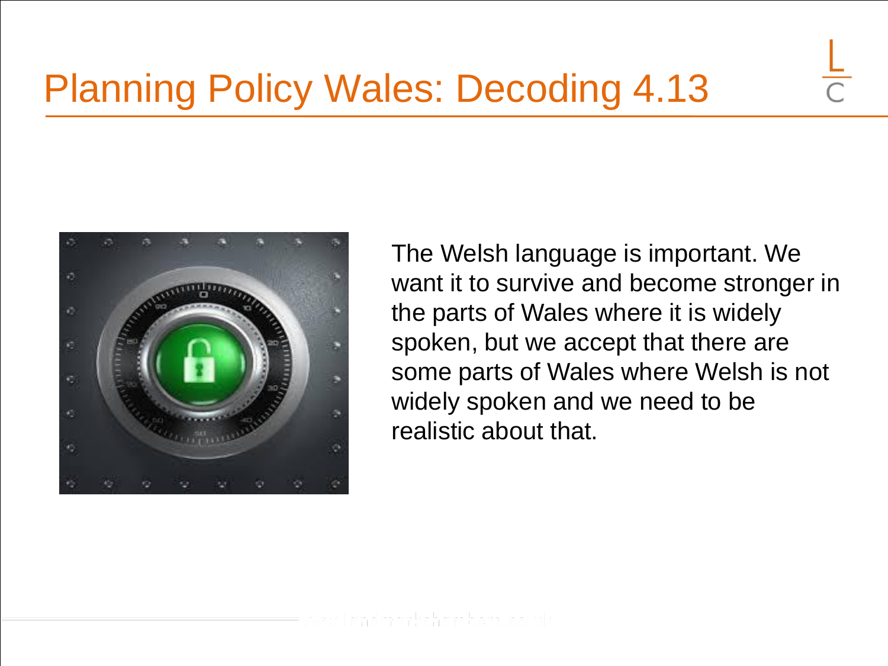# Planning Policy Wales: Decoding 4.13

The Welsh language is important. We want it to survive and become stronger in the parts of Wales where it is widely spoken, but we accept that there are some parts of Wales where Welsh is not widely spoken and we need to be realistic about that.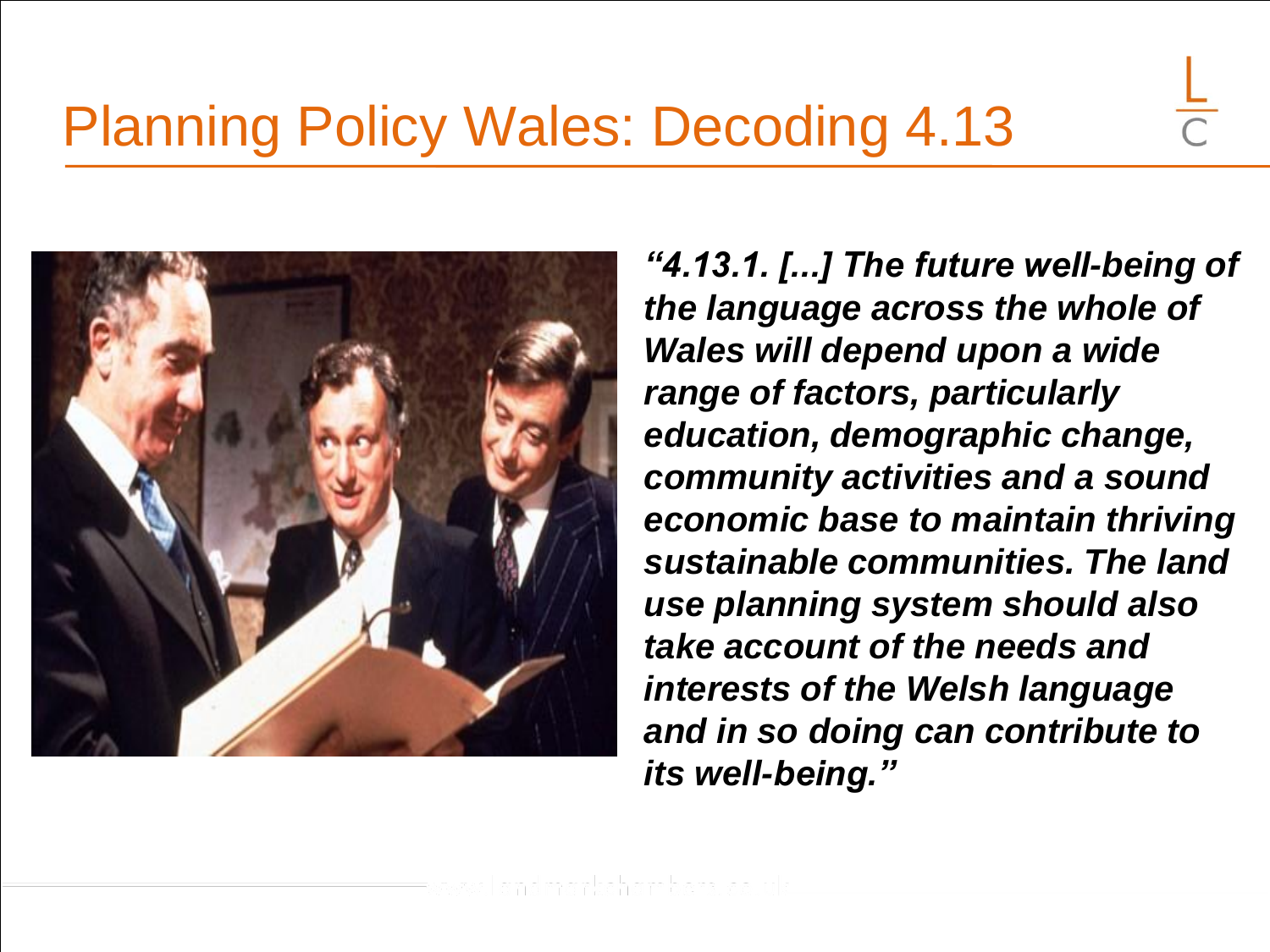# Planning Policy Wales: Decoding 4.13

***"4.13.1. [...] The future well-being of the language across the whole of Wales will depend upon a wide range of factors, particularly education, demographic change, community activities and a sound economic base to maintain thriving sustainable communities. The land use planning system should also take account of the needs and interests of the Welsh language and in so doing can contribute to its well-being."***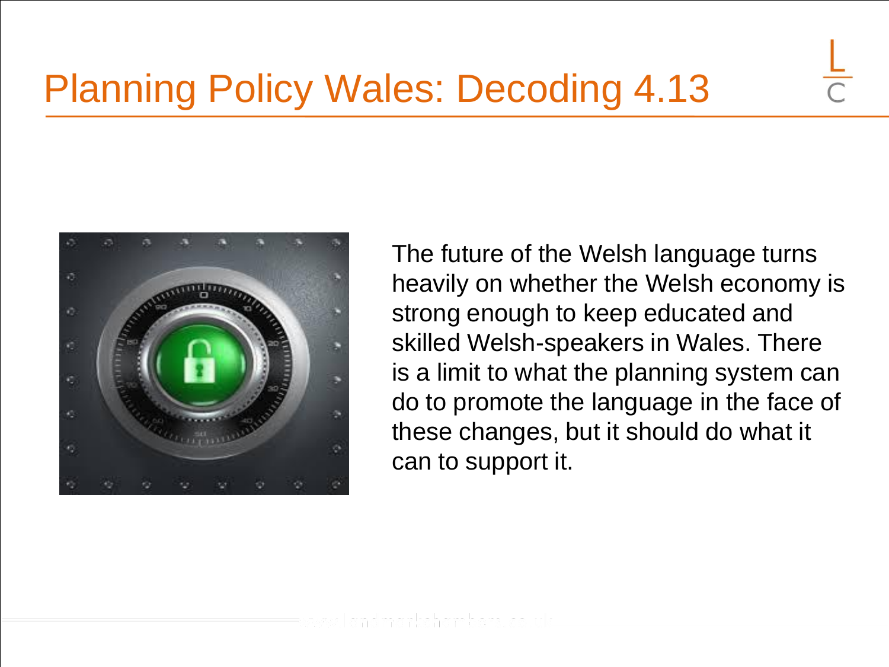# Planning Policy Wales: Decoding 4.13

The future of the Welsh language turns heavily on whether the Welsh economy is strong enough to keep educated and skilled Welsh-speakers in Wales. There is a limit to what the planning system can do to promote the language in the face of these changes, but it should do what it can to support it.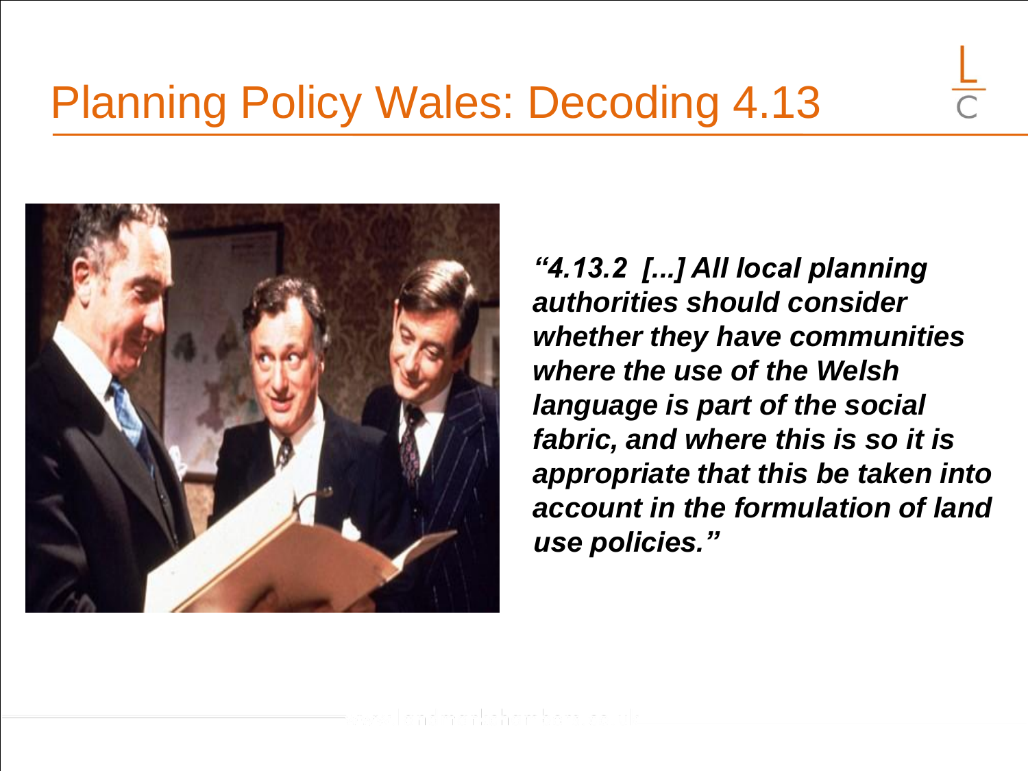# Planning Policy Wales: Decoding 4.13

***"4.13.2 [...] All local planning authorities should consider whether they have communities where the use of the Welsh language is part of the social fabric, and where this is so it is appropriate that this be taken into account in the formulation of land use policies."***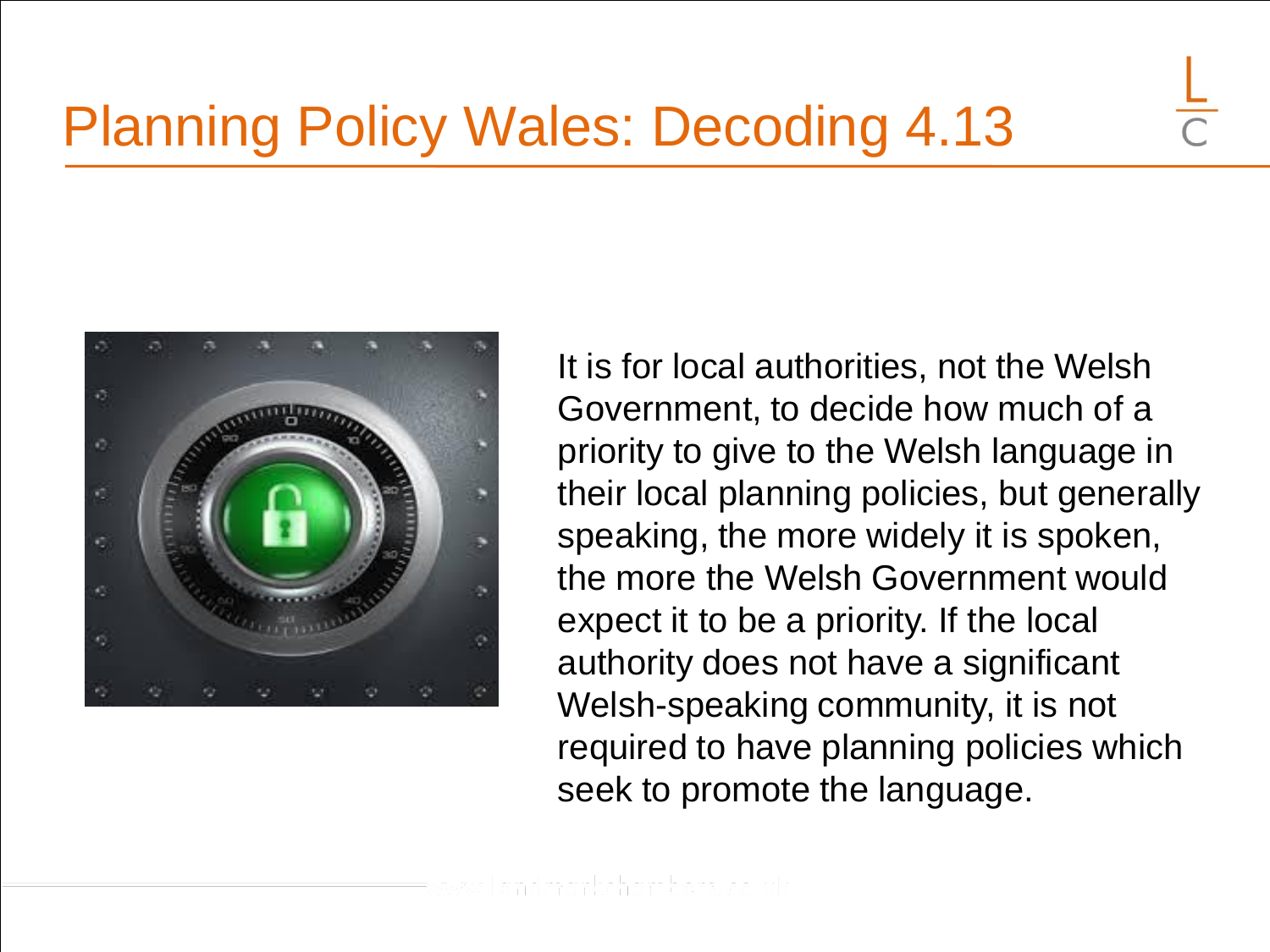# Planning Policy Wales: Decoding 4.13

It is for local authorities, not the Welsh Government, to decide how much of a priority to give to the Welsh language in their local planning policies, but generally speaking, the more widely it is spoken, the more the Welsh Government would expect it to be a priority. If the local authority does not have a significant Welsh-speaking community, it is not required to have planning policies which seek to promote the language.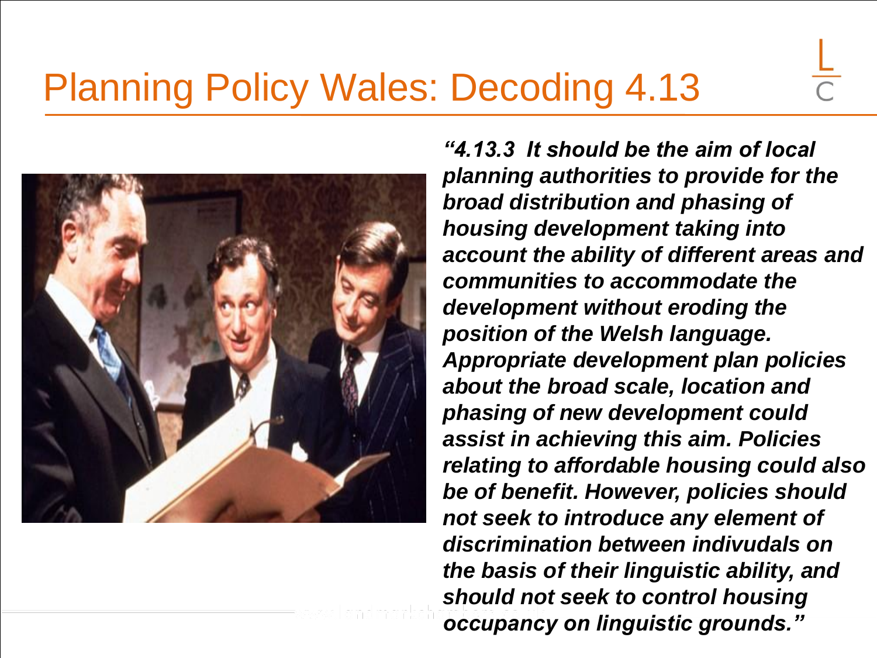# Planning Policy Wales: Decoding 4.13

***"4.13.3 It should be the aim of local planning authorities to provide for the broad distribution and phasing of housing development taking into account the ability of different areas and communities to accommodate the development without eroding the position of the Welsh language. Appropriate development plan policies about the broad scale, location and phasing of new development could assist in achieving this aim. Policies relating to affordable housing could also be of benefit. However, policies should not seek to introduce any element of discrimination between indivudals on the basis of their linguistic ability, and should not seek to control housing occupancy on linguistic grounds."***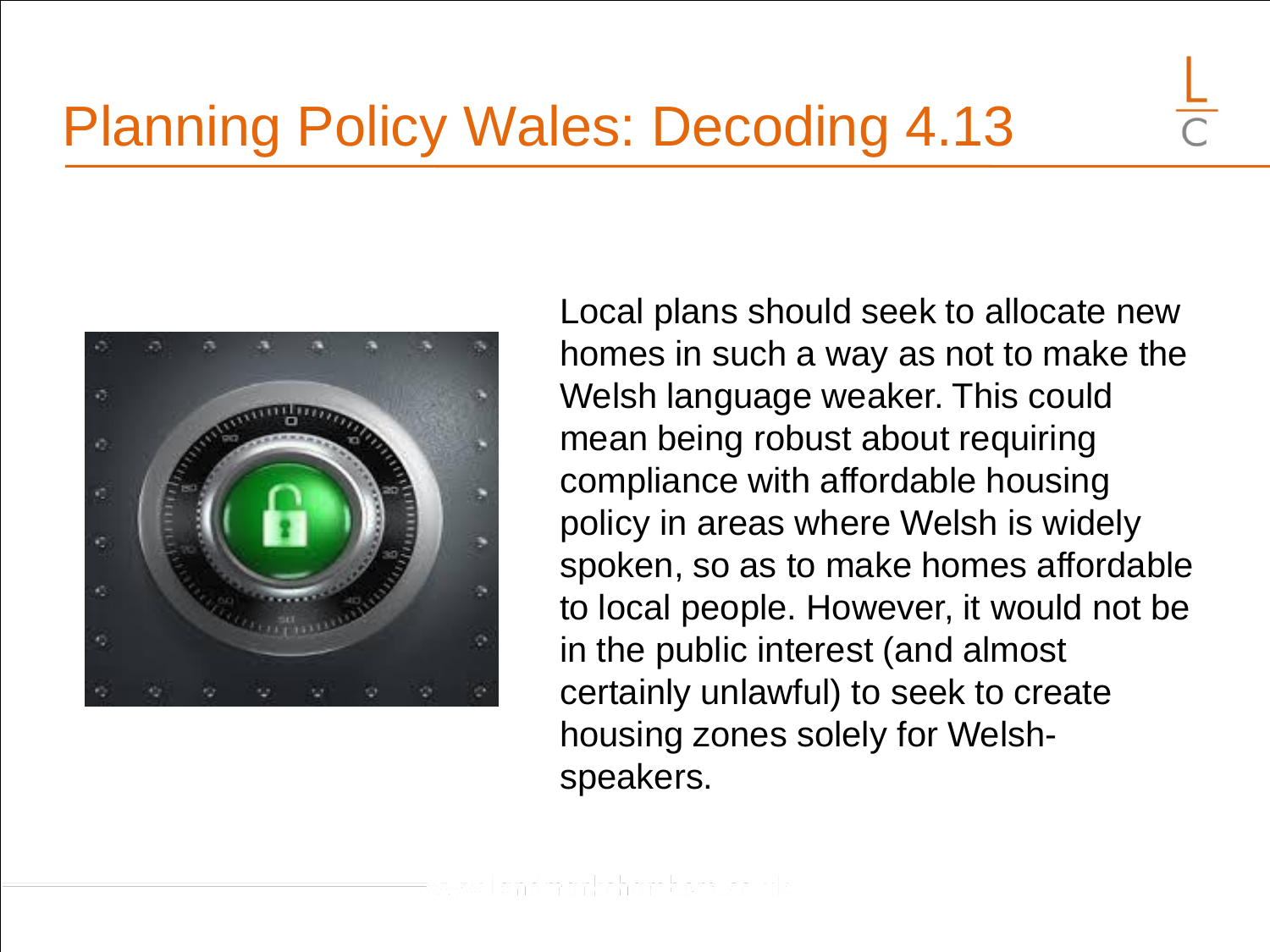# Planning Policy Wales: Decoding 4.13

Local plans should seek to allocate new homes in such a way as not to make the Welsh language weaker. This could mean being robust about requiring compliance with affordable housing policy in areas where Welsh is widely spoken, so as to make homes affordable to local people. However, it would not be in the public interest (and almost certainly unlawful) to seek to create housing zones solely for Welsh-speakers.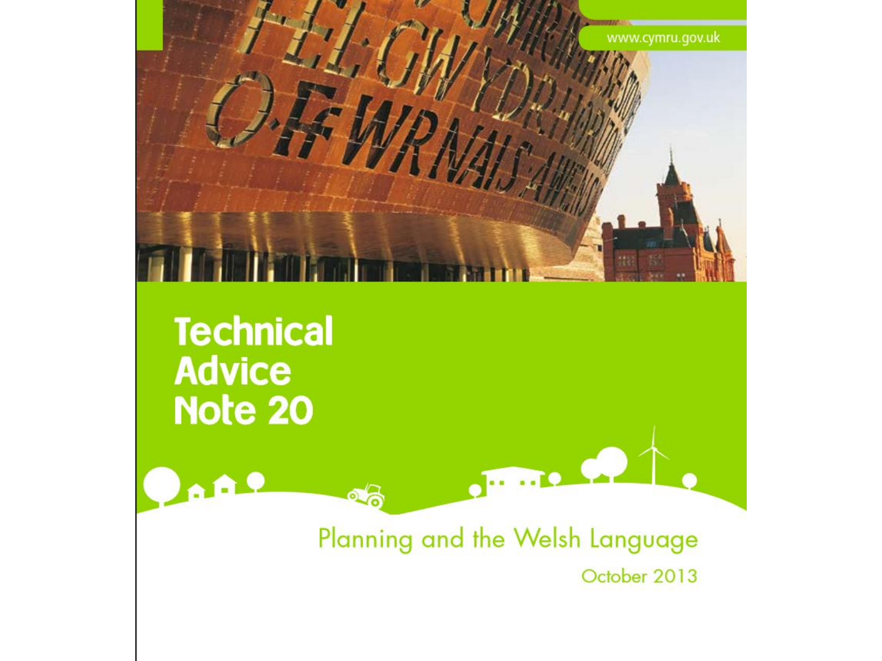www.cymru.gov.uk

# Technical Advice Note 20

## Planning and the Welsh Language

October 2013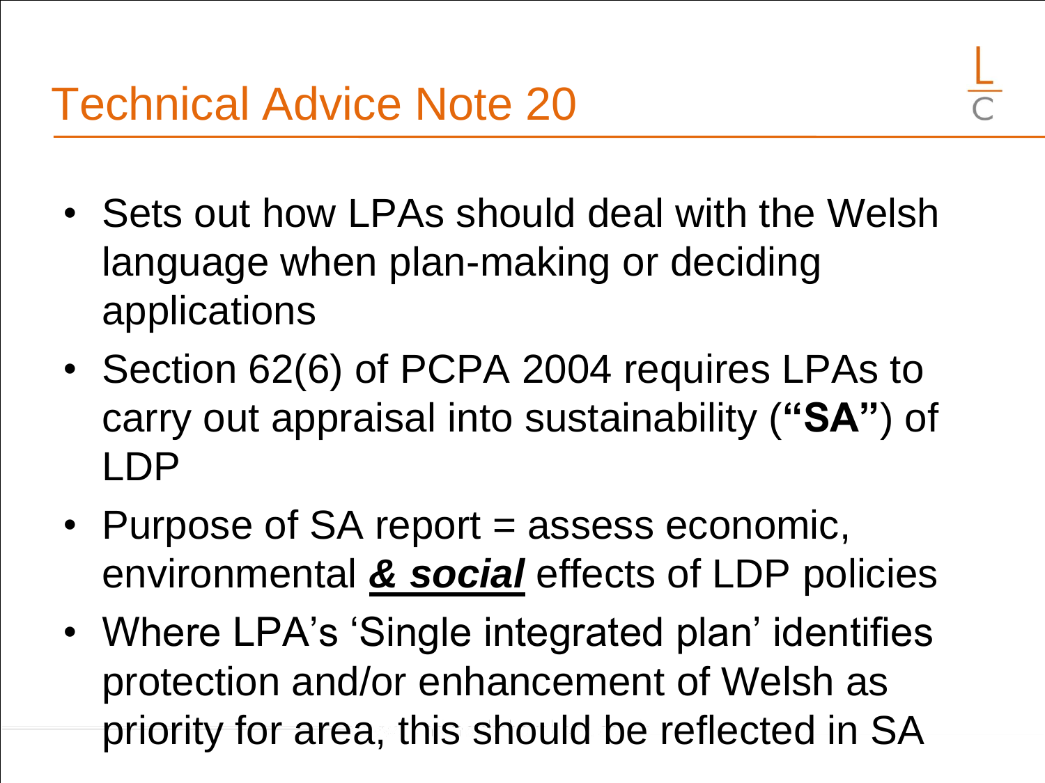# Technical Advice Note 20

- Sets out how LPAs should deal with the Welsh language when plan-making or deciding applications
- Section 62(6) of PCPA 2004 requires LPAs to carry out appraisal into sustainability (**"SA"**) of LDP
- Purpose of SA report = assess economic, environmental ***<u>& social</u>*** effects of LDP policies
- Where LPA's 'Single integrated plan' identifies protection and/or enhancement of Welsh as priority for area, this should be reflected in SA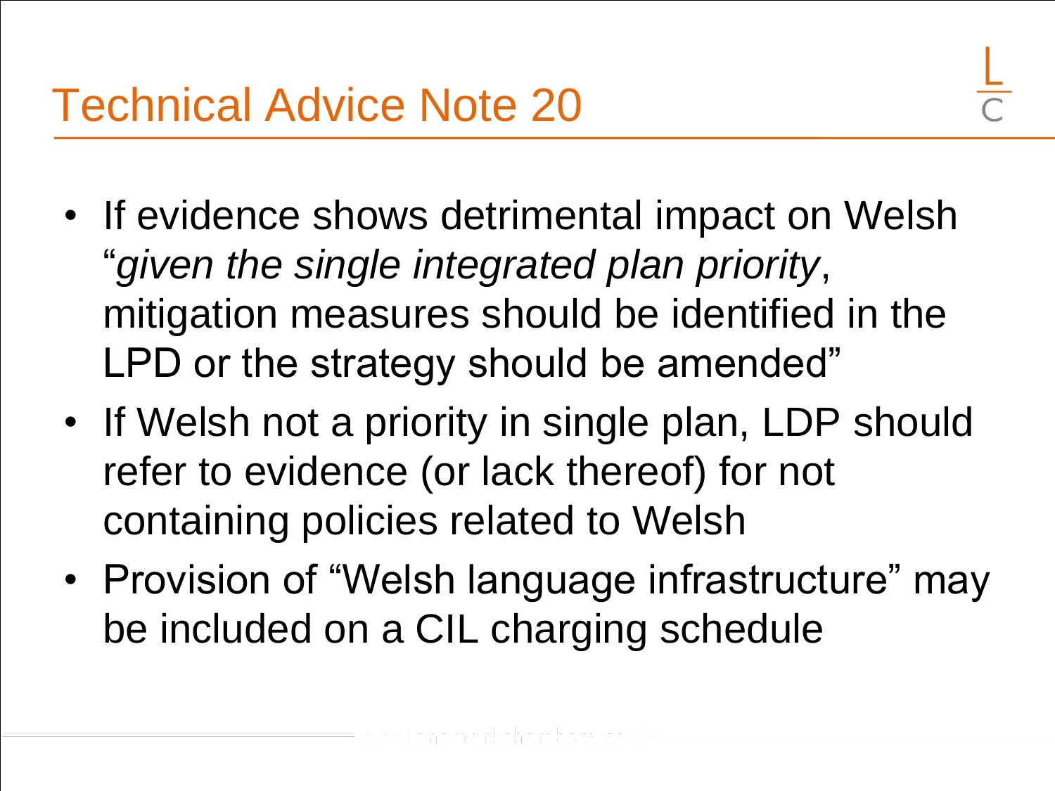# Technical Advice Note 20

- If evidence shows detrimental impact on Welsh "*given the single integrated plan priority*, mitigation measures should be identified in the LPD or the strategy should be amended"
- If Welsh not a priority in single plan, LDP should refer to evidence (or lack thereof) for not containing policies related to Welsh
- Provision of "Welsh language infrastructure" may be included on a CIL charging schedule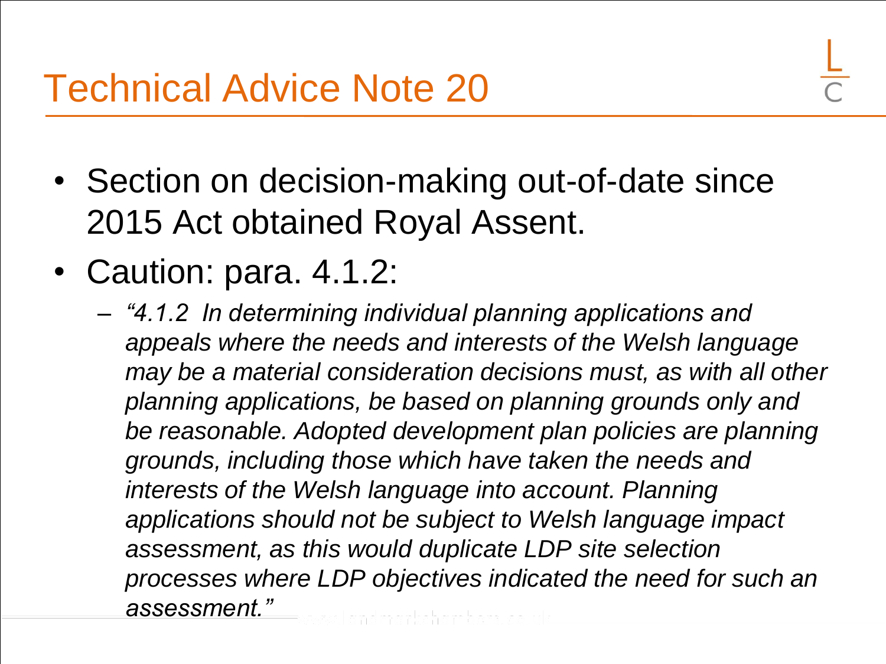# Technical Advice Note 20

- Section on decision-making out-of-date since 2015 Act obtained Royal Assent.
- Caution: para. 4.1.2:
  - *"4.1.2 In determining individual planning applications and appeals where the needs and interests of the Welsh language may be a material consideration decisions must, as with all other planning applications, be based on planning grounds only and be reasonable. Adopted development plan policies are planning grounds, including those which have taken the needs and interests of the Welsh language into account. Planning applications should not be subject to Welsh language impact assessment, as this would duplicate LDP site selection processes where LDP objectives indicated the need for such an assessment."*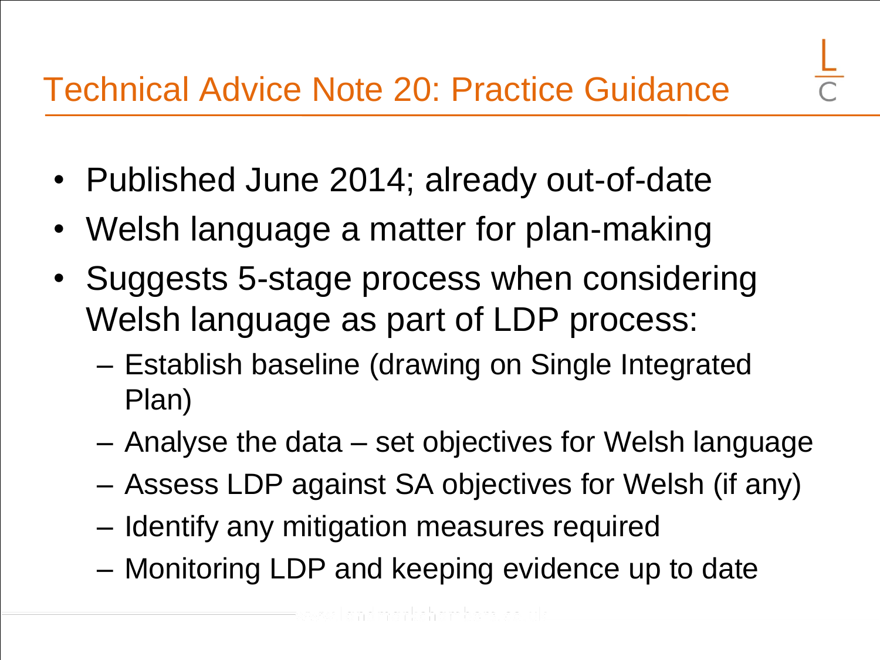# Technical Advice Note 20: Practice Guidance

- Published June 2014; already out-of-date
- Welsh language a matter for plan-making
- Suggests 5-stage process when considering Welsh language as part of LDP process:
  - Establish baseline (drawing on Single Integrated Plan)
  - Analyse the data – set objectives for Welsh language
  - Assess LDP against SA objectives for Welsh (if any)
  - Identify any mitigation measures required
  - Monitoring LDP and keeping evidence up to date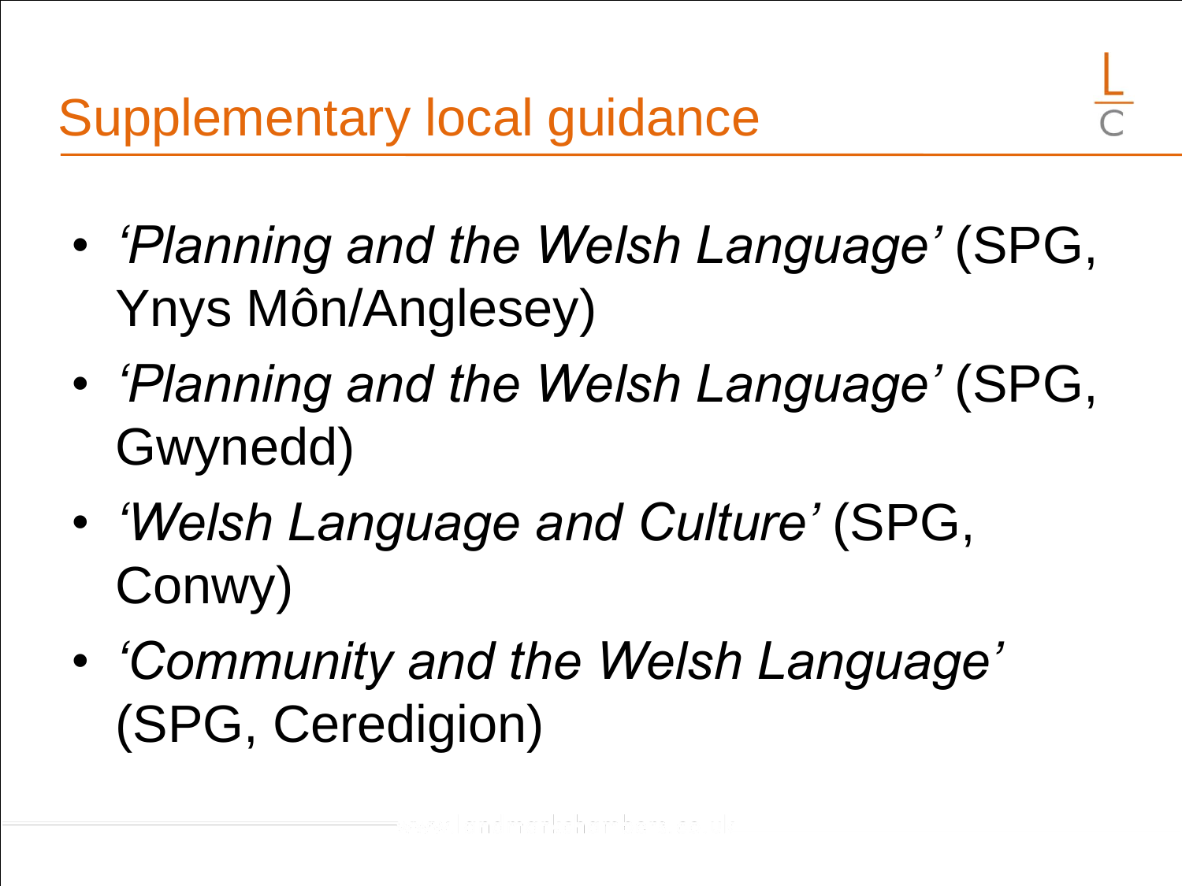# Supplementary local guidance

- *'Planning and the Welsh Language'* (SPG, Ynys Môn/Anglesey)
- *'Planning and the Welsh Language'* (SPG, Gwynedd)
- *'Welsh Language and Culture'* (SPG, Conwy)
- *'Community and the Welsh Language'* (SPG, Ceredigion)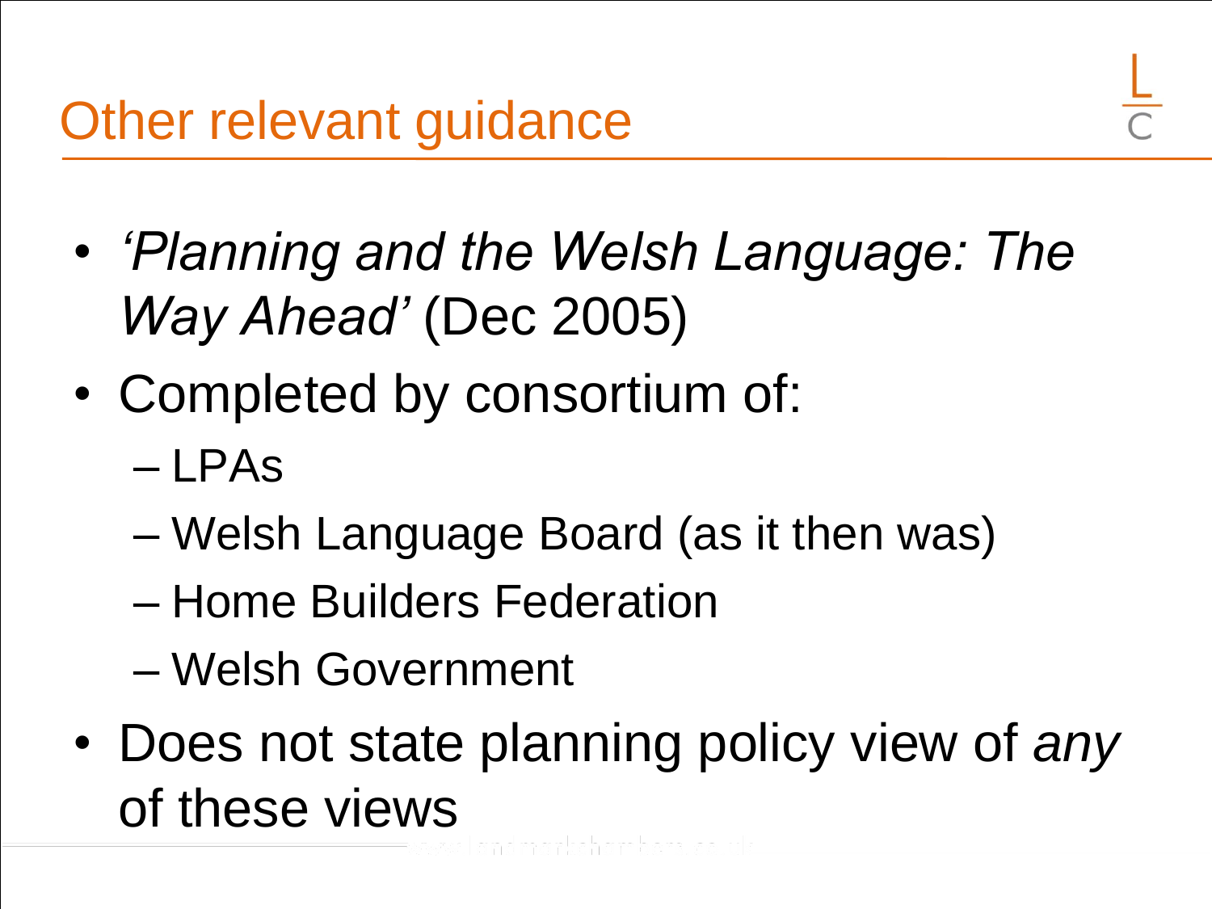# Other relevant guidance

- *'Planning and the Welsh Language: The Way Ahead'* (Dec 2005)
- Completed by consortium of:
  - LPAs
  - Welsh Language Board (as it then was)
  - Home Builders Federation
  - Welsh Government
- Does not state planning policy view of *any* of these views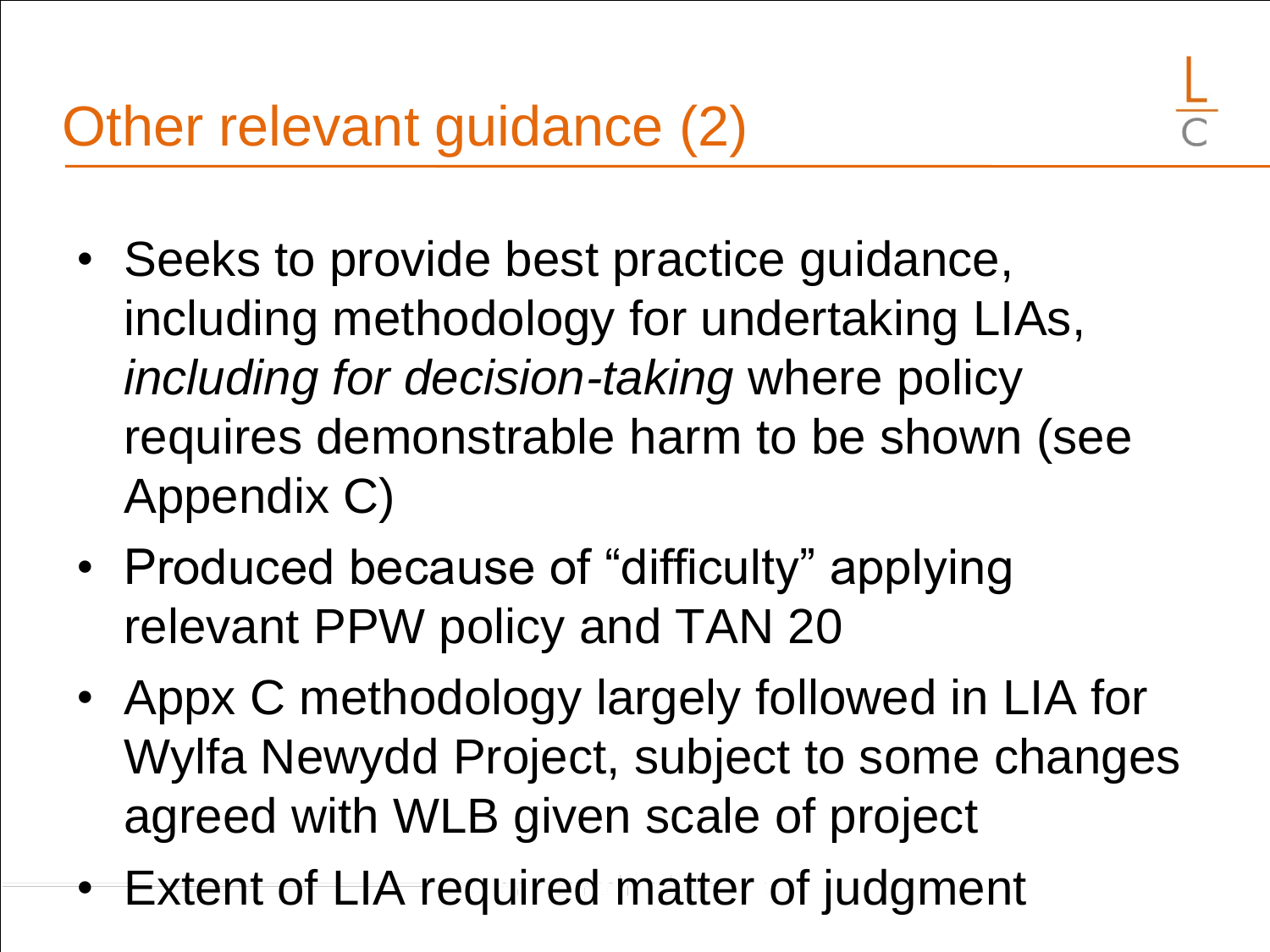# Other relevant guidance (2)

- Seeks to provide best practice guidance, including methodology for undertaking LIAs, *including for decision-taking* where policy requires demonstrable harm to be shown (see Appendix C)
- Produced because of “difficulty” applying relevant PPW policy and TAN 20
- Appx C methodology largely followed in LIA for Wylfa Newydd Project, subject to some changes agreed with WLB given scale of project
- Extent of LIA required matter of judgment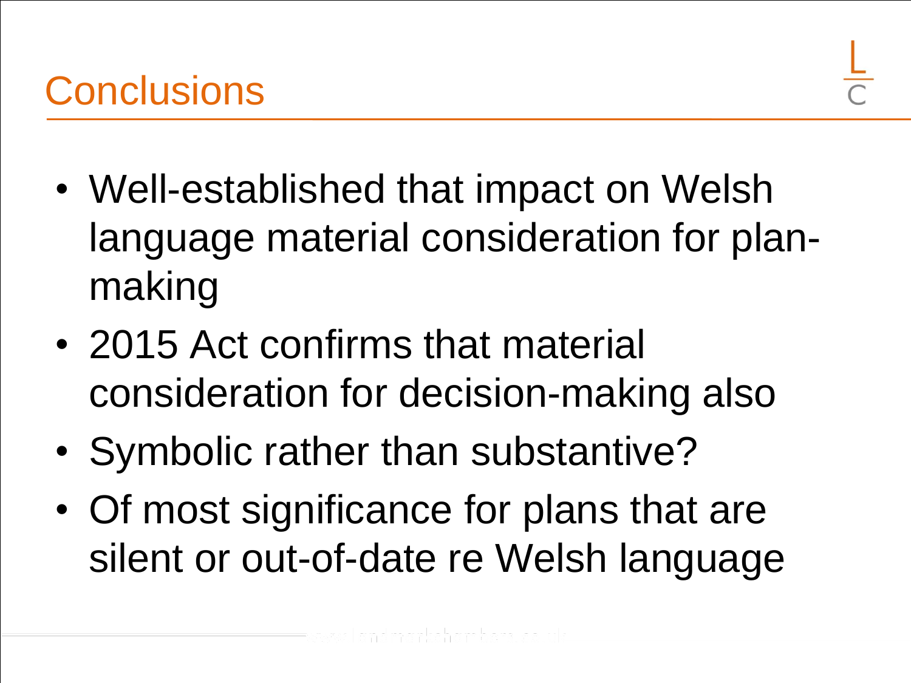# Conclusions

- Well-established that impact on Welsh language material consideration for plan-making
- 2015 Act confirms that material consideration for decision-making also
- Symbolic rather than substantive?
- Of most significance for plans that are silent or out-of-date re Welsh language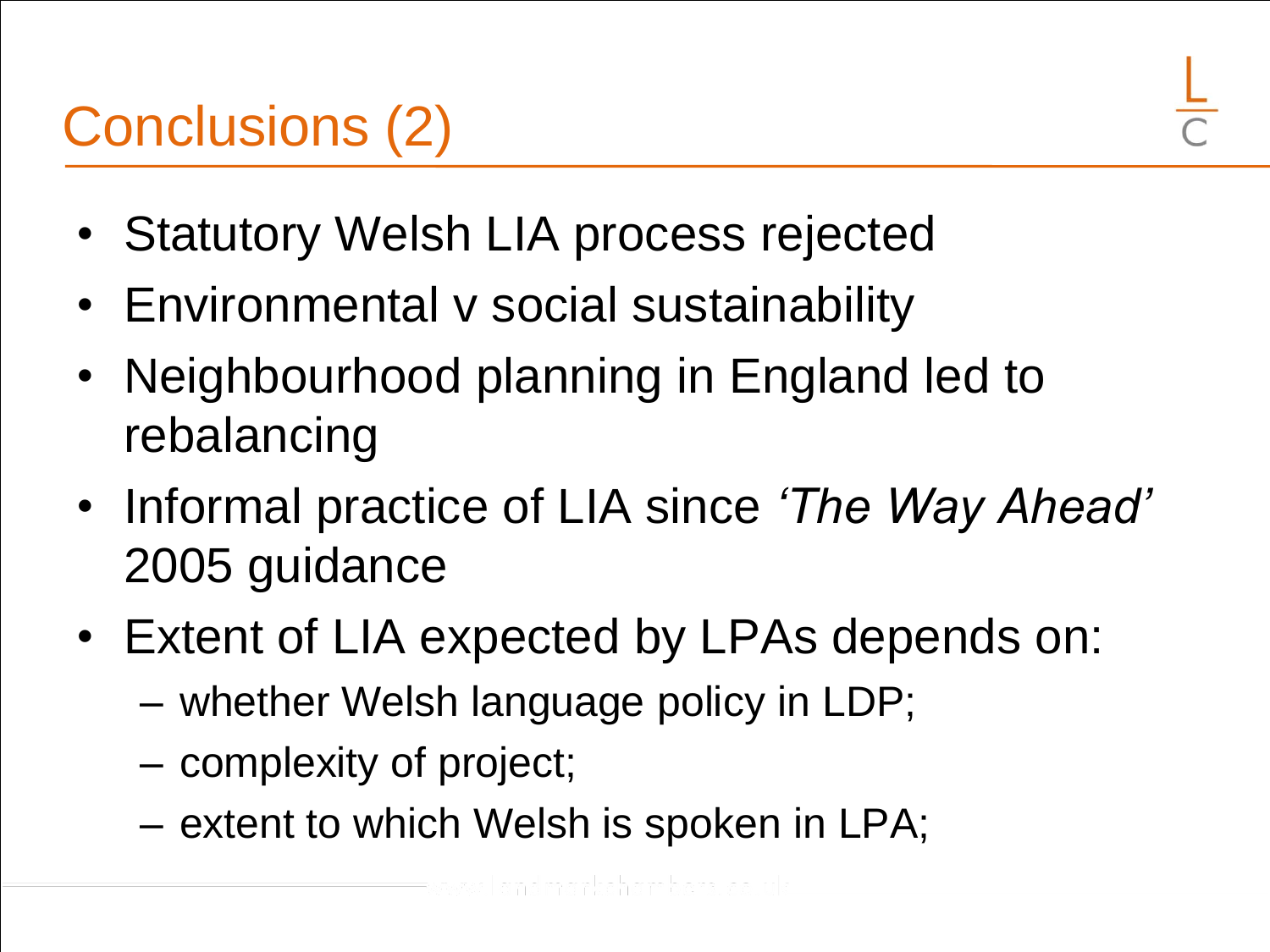# Conclusions (2)

- Statutory Welsh LIA process rejected
- Environmental v social sustainability
- Neighbourhood planning in England led to rebalancing
- Informal practice of LIA since *'The Way Ahead'* 2005 guidance
- Extent of LIA expected by LPAs depends on:
  - whether Welsh language policy in LDP;
  - complexity of project;
  - extent to which Welsh is spoken in LPA;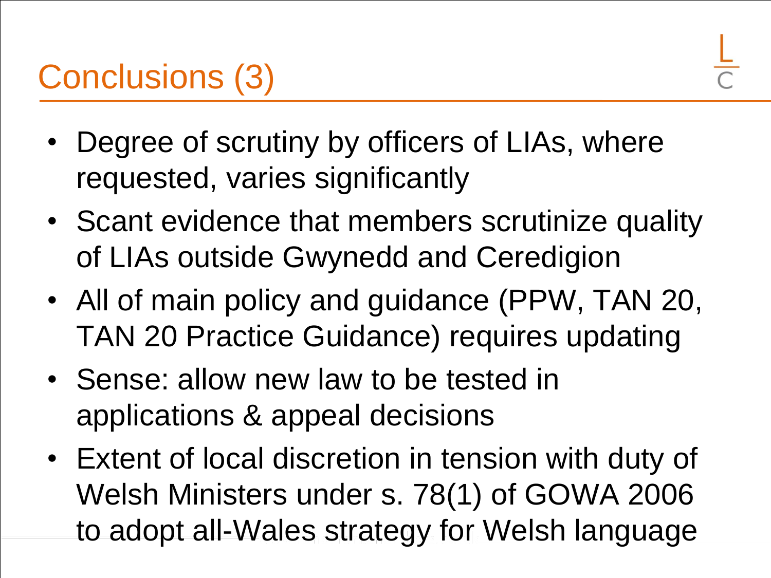# Conclusions (3)

- Degree of scrutiny by officers of LIAs, where requested, varies significantly
- Scant evidence that members scrutinize quality of LIAs outside Gwynedd and Ceredigion
- All of main policy and guidance (PPW, TAN 20, TAN 20 Practice Guidance) requires updating
- Sense: allow new law to be tested in applications & appeal decisions
- Extent of local discretion in tension with duty of Welsh Ministers under s. 78(1) of GOWA 2006 to adopt all-Wales strategy for Welsh language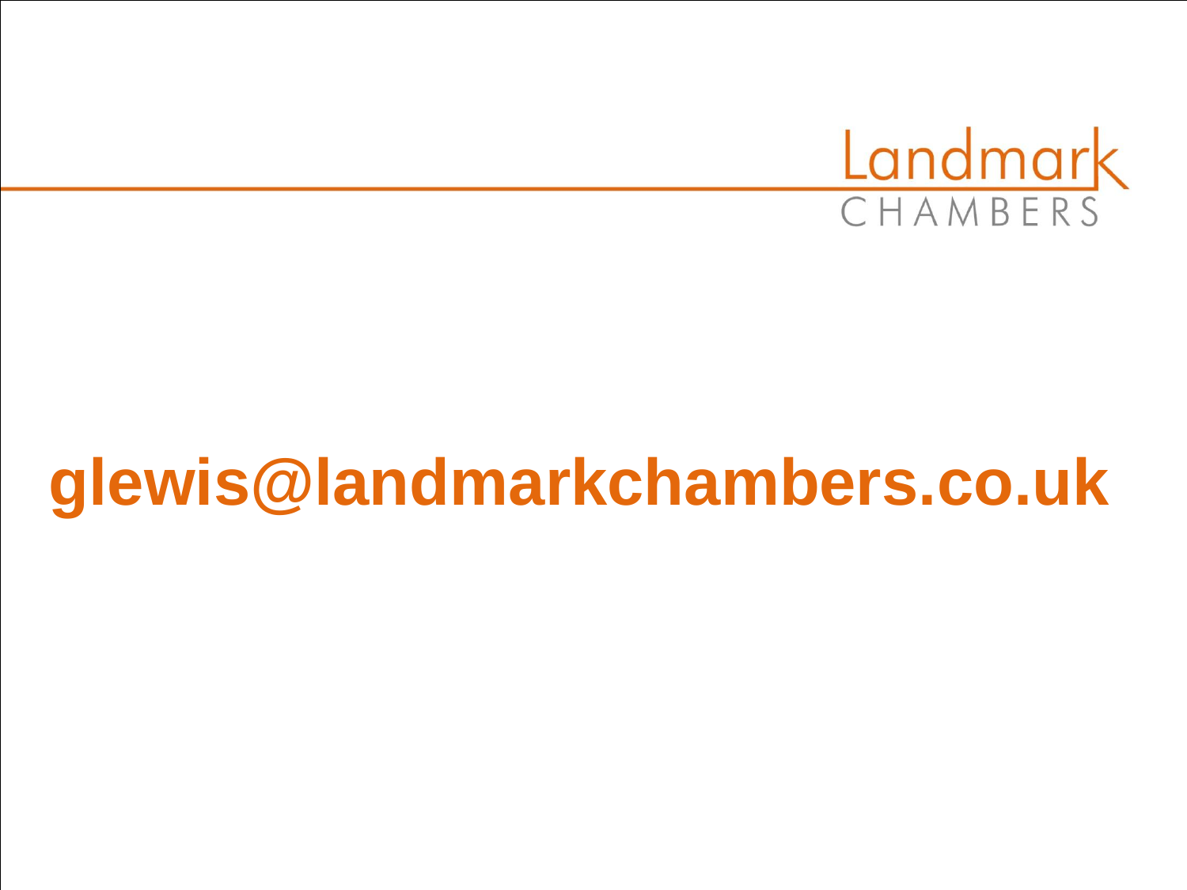Landmark

CHAMBERS

**glewis@landmarkchambers.co.uk**